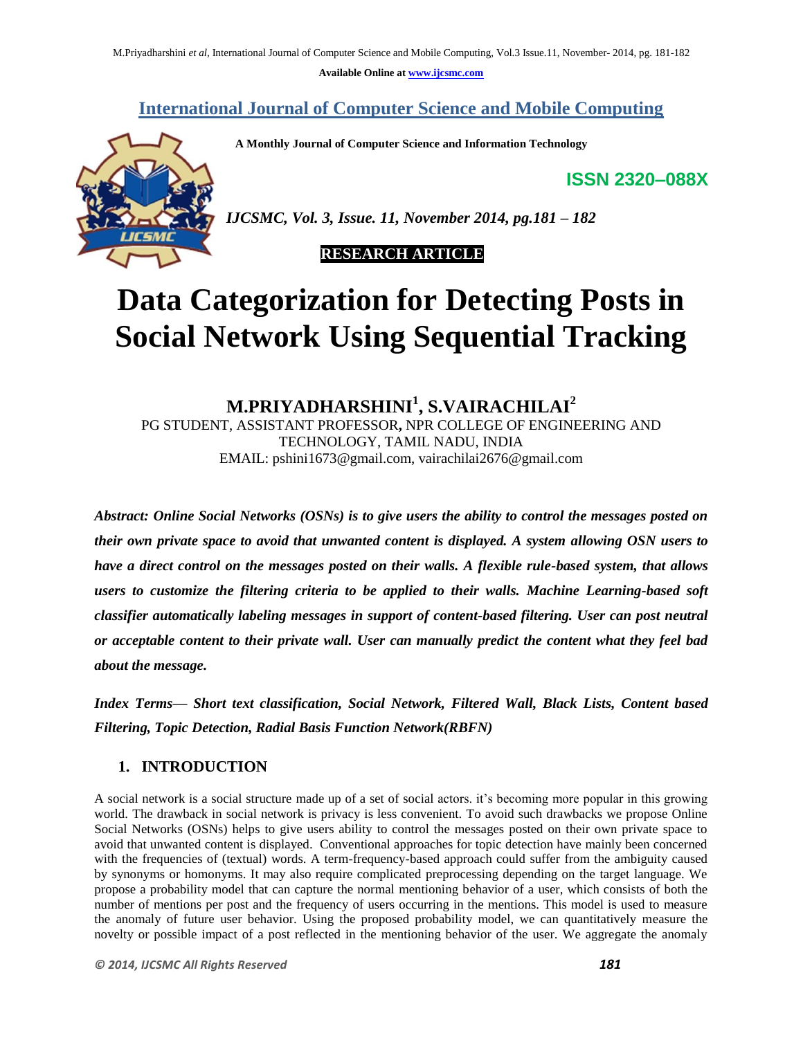# Data Categorization for Detecting Posts in Social Network Using Sequential Tracking

**M.PRIYADHARSHINI[1], S.VAIRACHILAI[2]**

PG STUDENT, ASSISTANT PROFESSOR**,** NPR COLLEGE OF ENGINEERING AND TECHNOLOGY, TAMIL NADU, INDIA

EMAIL: pshini1673@gmail.com, vairachilai2676@gmail.com

***Abstract: Online Social Networks (OSNs) is to give users the ability to control the messages posted on their own private space to avoid that unwanted content is displayed. A system allowing OSN users to have a direct control on the messages posted on their walls. A flexible rule-based system, that allows users to customize the filtering criteria to be applied to their walls. Machine Learning-based soft classifier automatically labeling messages in support of content-based filtering. User can post neutral or acceptable content to their private wall. User can manually predict the content what they feel bad about the message.***

***Index Terms— Short text classification, Social Network, Filtered Wall, Black Lists, Content based Filtering, Topic Detection, Radial Basis Function Network(RBFN)***

## 1. INTRODUCTION

A social network is a social structure made up of a set of social actors. it's becoming more popular in this growing world. The drawback in social network is privacy is less convenient. To avoid such drawbacks we propose Online Social Networks (OSNs) helps to give users ability to control the messages posted on their own private space to avoid that unwanted content is displayed. Conventional approaches for topic detection have mainly been concerned with the frequencies of (textual) words. A term-frequency-based approach could suffer from the ambiguity caused by synonyms or homonyms. It may also require complicated preprocessing depending on the target language. We propose a probability model that can capture the normal mentioning behavior of a user, which consists of both the number of mentions per post and the frequency of users occurring in the mentions. This model is used to measure the anomaly of future user behavior. Using the proposed probability model, we can quantitatively measure the novelty or possible impact of a post reflected in the mentioning behavior of the user. We aggregate the anomaly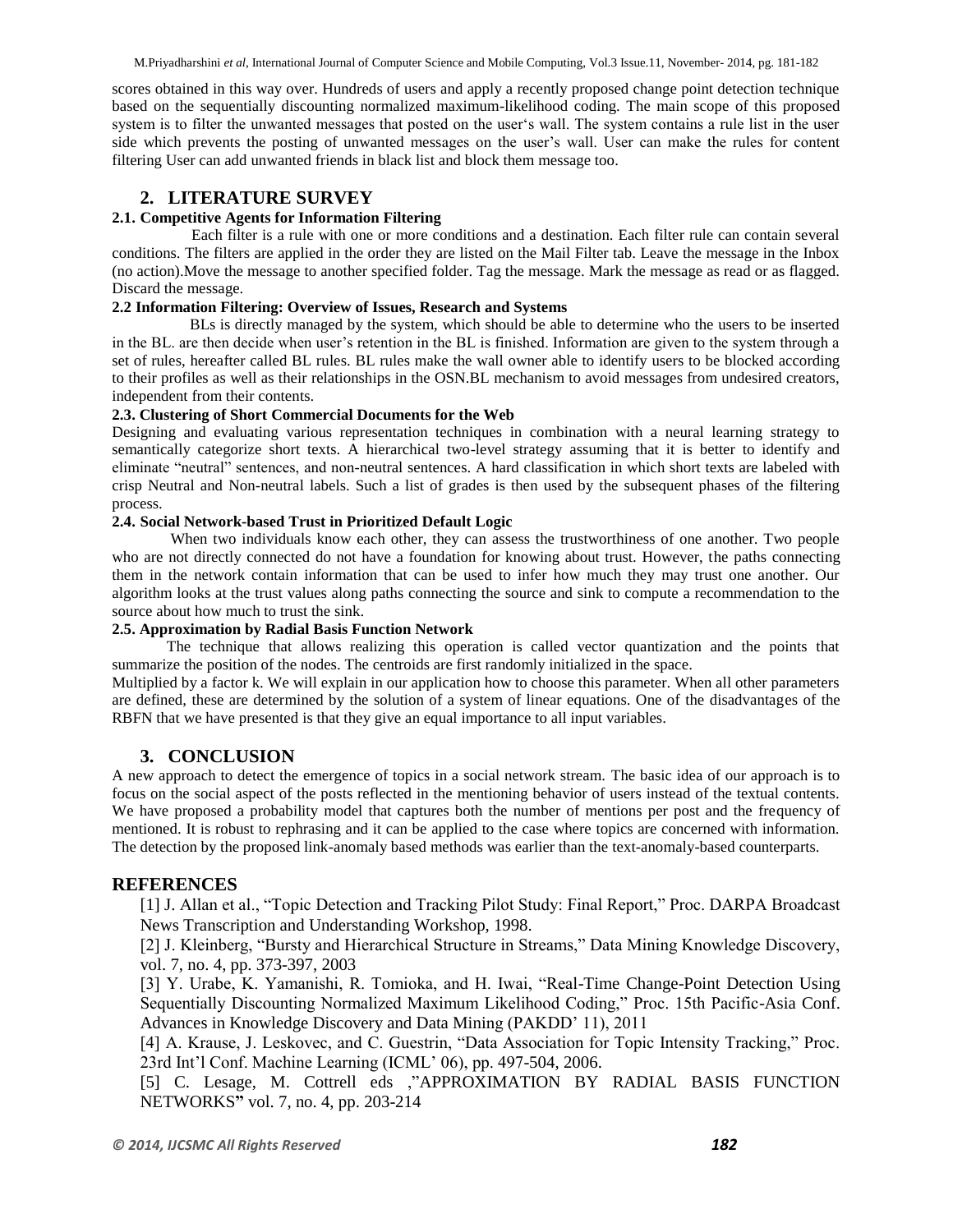scores obtained in this way over. Hundreds of users and apply a recently proposed change point detection technique based on the sequentially discounting normalized maximum-likelihood coding. The main scope of this proposed system is to filter the unwanted messages that posted on the user's wall. The system contains a rule list in the user side which prevents the posting of unwanted messages on the user's wall. User can make the rules for content filtering User can add unwanted friends in black list and block them message too.

## 2. LITERATURE SURVEY

### 2.1. Competitive Agents for Information Filtering

Each filter is a rule with one or more conditions and a destination. Each filter rule can contain several conditions. The filters are applied in the order they are listed on the Mail Filter tab. Leave the message in the Inbox (no action).Move the message to another specified folder. Tag the message. Mark the message as read or as flagged. Discard the message.

### 2.2 Information Filtering: Overview of Issues, Research and Systems

BLs is directly managed by the system, which should be able to determine who the users to be inserted in the BL. are then decide when user's retention in the BL is finished. Information are given to the system through a set of rules, hereafter called BL rules. BL rules make the wall owner able to identify users to be blocked according to their profiles as well as their relationships in the OSN.BL mechanism to avoid messages from undesired creators, independent from their contents.

### 2.3. Clustering of Short Commercial Documents for the Web

Designing and evaluating various representation techniques in combination with a neural learning strategy to semantically categorize short texts. A hierarchical two-level strategy assuming that it is better to identify and eliminate "neutral" sentences, and non-neutral sentences. A hard classification in which short texts are labeled with crisp Neutral and Non-neutral labels. Such a list of grades is then used by the subsequent phases of the filtering process.

### 2.4. Social Network-based Trust in Prioritized Default Logic

When two individuals know each other, they can assess the trustworthiness of one another. Two people who are not directly connected do not have a foundation for knowing about trust. However, the paths connecting them in the network contain information that can be used to infer how much they may trust one another. Our algorithm looks at the trust values along paths connecting the source and sink to compute a recommendation to the source about how much to trust the sink.

### 2.5. Approximation by Radial Basis Function Network

The technique that allows realizing this operation is called vector quantization and the points that summarize the position of the nodes. The centroids are first randomly initialized in the space.

Multiplied by a factor k. We will explain in our application how to choose this parameter. When all other parameters are defined, these are determined by the solution of a system of linear equations. One of the disadvantages of the RBFN that we have presented is that they give an equal importance to all input variables.

## 3. CONCLUSION

A new approach to detect the emergence of topics in a social network stream. The basic idea of our approach is to focus on the social aspect of the posts reflected in the mentioning behavior of users instead of the textual contents. We have proposed a probability model that captures both the number of mentions per post and the frequency of mentioned. It is robust to rephrasing and it can be applied to the case where topics are concerned with information. The detection by the proposed link-anomaly based methods was earlier than the text-anomaly-based counterparts.

## REFERENCES

[1] J. Allan et al., "Topic Detection and Tracking Pilot Study: Final Report," Proc. DARPA Broadcast News Transcription and Understanding Workshop, 1998.

[2] J. Kleinberg, "Bursty and Hierarchical Structure in Streams," Data Mining Knowledge Discovery, vol. 7, no. 4, pp. 373-397, 2003

[3] Y. Urabe, K. Yamanishi, R. Tomioka, and H. Iwai, "Real-Time Change-Point Detection Using Sequentially Discounting Normalized Maximum Likelihood Coding," Proc. 15th Pacific-Asia Conf. Advances in Knowledge Discovery and Data Mining (PAKDD' 11), 2011

[4] A. Krause, J. Leskovec, and C. Guestrin, "Data Association for Topic Intensity Tracking," Proc. 23rd Int'l Conf. Machine Learning (ICML' 06), pp. 497-504, 2006.

[5] C. Lesage, M. Cottrell eds ,"APPROXIMATION BY RADIAL BASIS FUNCTION NETWORKS**"** vol. 7, no. 4, pp. 203-214